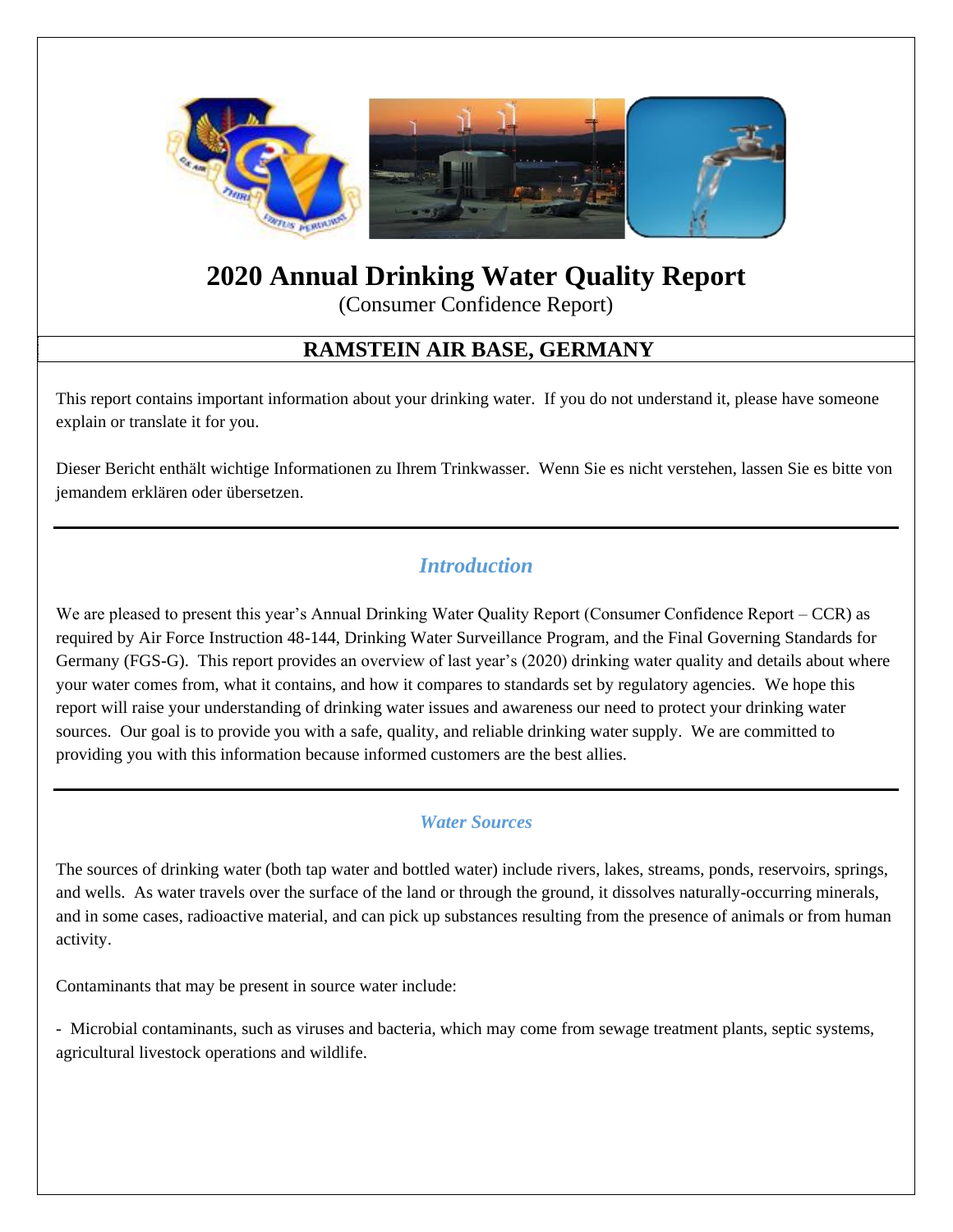# 2020 Annual Drinking Water Quality Report

(Consumer Confidence Report)

## RAMSTEIN AIR BASE, GERMANY

This report contains important information about your drinking water. If you do not understand it, please have someone explain or translate it for you.

Dieser Bericht enthält wichtige Informationen zu Ihrem Trinkwasser. Wenn Sie es nicht verstehen, lassen Sie es bitte von jemandem erklären oder übersetzen.

---

## *Introduction*

We are pleased to present this year's Annual Drinking Water Quality Report (Consumer Confidence Report – CCR) as required by Air Force Instruction 48-144, Drinking Water Surveillance Program, and the Final Governing Standards for Germany (FGS-G). This report provides an overview of last year's (2020) drinking water quality and details about where your water comes from, what it contains, and how it compares to standards set by regulatory agencies. We hope this report will raise your understanding of drinking water issues and awareness our need to protect your drinking water sources. Our goal is to provide you with a safe, quality, and reliable drinking water supply. We are committed to providing you with this information because informed customers are the best allies.

---

### *Water Sources*

The sources of drinking water (both tap water and bottled water) include rivers, lakes, streams, ponds, reservoirs, springs, and wells. As water travels over the surface of the land or through the ground, it dissolves naturally-occurring minerals, and in some cases, radioactive material, and can pick up substances resulting from the presence of animals or from human activity.

Contaminants that may be present in source water include:

- Microbial contaminants, such as viruses and bacteria, which may come from sewage treatment plants, septic systems, agricultural livestock operations and wildlife.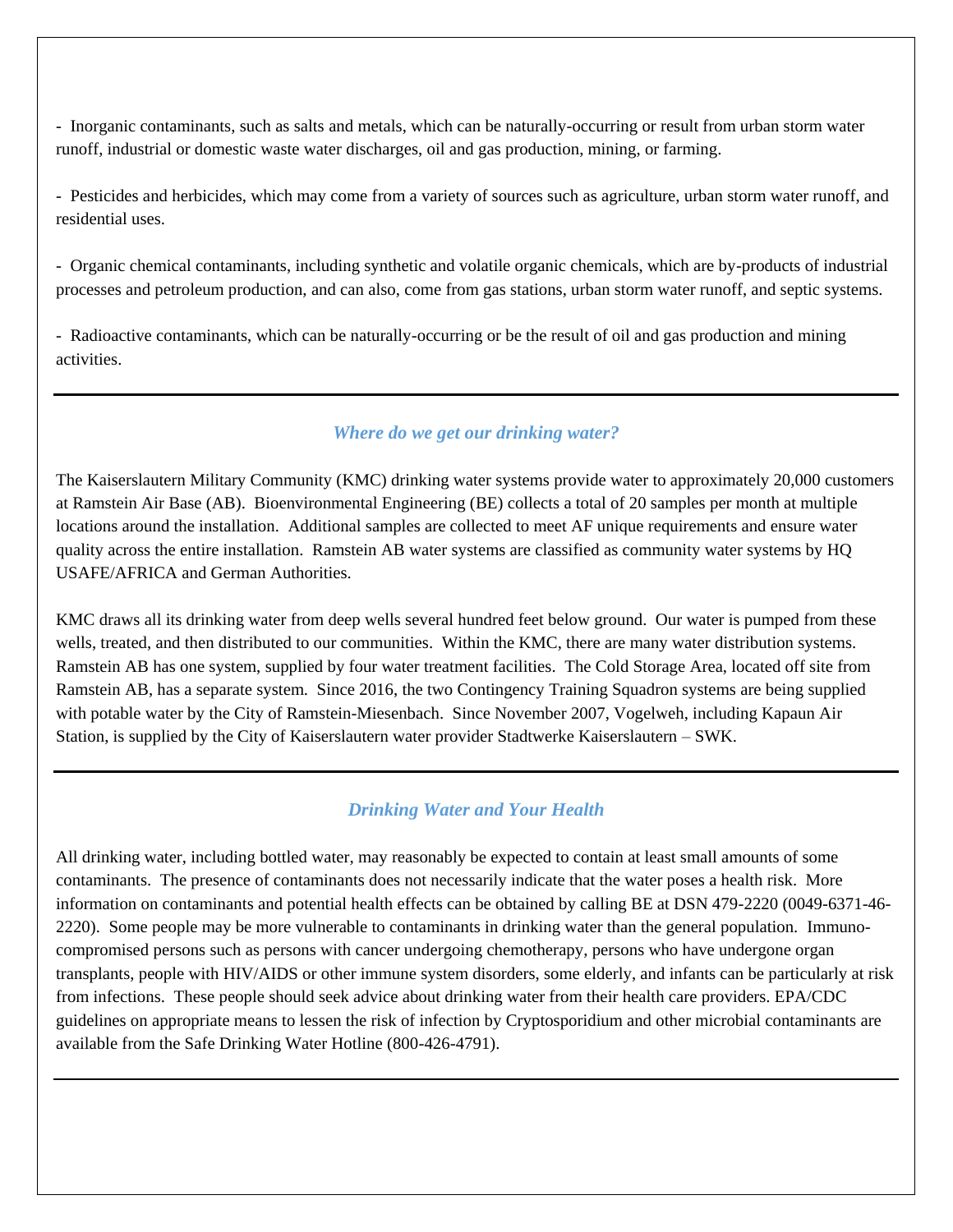- Inorganic contaminants, such as salts and metals, which can be naturally-occurring or result from urban storm water runoff, industrial or domestic waste water discharges, oil and gas production, mining, or farming.

- Pesticides and herbicides, which may come from a variety of sources such as agriculture, urban storm water runoff, and residential uses.

- Organic chemical contaminants, including synthetic and volatile organic chemicals, which are by-products of industrial processes and petroleum production, and can also, come from gas stations, urban storm water runoff, and septic systems.

- Radioactive contaminants, which can be naturally-occurring or be the result of oil and gas production and mining activities.

---

## *Where do we get our drinking water?*

The Kaiserslautern Military Community (KMC) drinking water systems provide water to approximately 20,000 customers at Ramstein Air Base (AB). Bioenvironmental Engineering (BE) collects a total of 20 samples per month at multiple locations around the installation. Additional samples are collected to meet AF unique requirements and ensure water quality across the entire installation. Ramstein AB water systems are classified as community water systems by HQ USAFE/AFRICA and German Authorities.

KMC draws all its drinking water from deep wells several hundred feet below ground. Our water is pumped from these wells, treated, and then distributed to our communities. Within the KMC, there are many water distribution systems. Ramstein AB has one system, supplied by four water treatment facilities. The Cold Storage Area, located off site from Ramstein AB, has a separate system. Since 2016, the two Contingency Training Squadron systems are being supplied with potable water by the City of Ramstein-Miesenbach. Since November 2007, Vogelweh, including Kapaun Air Station, is supplied by the City of Kaiserslautern water provider Stadtwerke Kaiserslautern – SWK.

---

## *Drinking Water and Your Health*

All drinking water, including bottled water, may reasonably be expected to contain at least small amounts of some contaminants. The presence of contaminants does not necessarily indicate that the water poses a health risk. More information on contaminants and potential health effects can be obtained by calling BE at DSN 479-2220 (0049-6371-46-2220). Some people may be more vulnerable to contaminants in drinking water than the general population. Immuno-compromised persons such as persons with cancer undergoing chemotherapy, persons who have undergone organ transplants, people with HIV/AIDS or other immune system disorders, some elderly, and infants can be particularly at risk from infections. These people should seek advice about drinking water from their health care providers. EPA/CDC guidelines on appropriate means to lessen the risk of infection by Cryptosporidium and other microbial contaminants are available from the Safe Drinking Water Hotline (800-426-4791).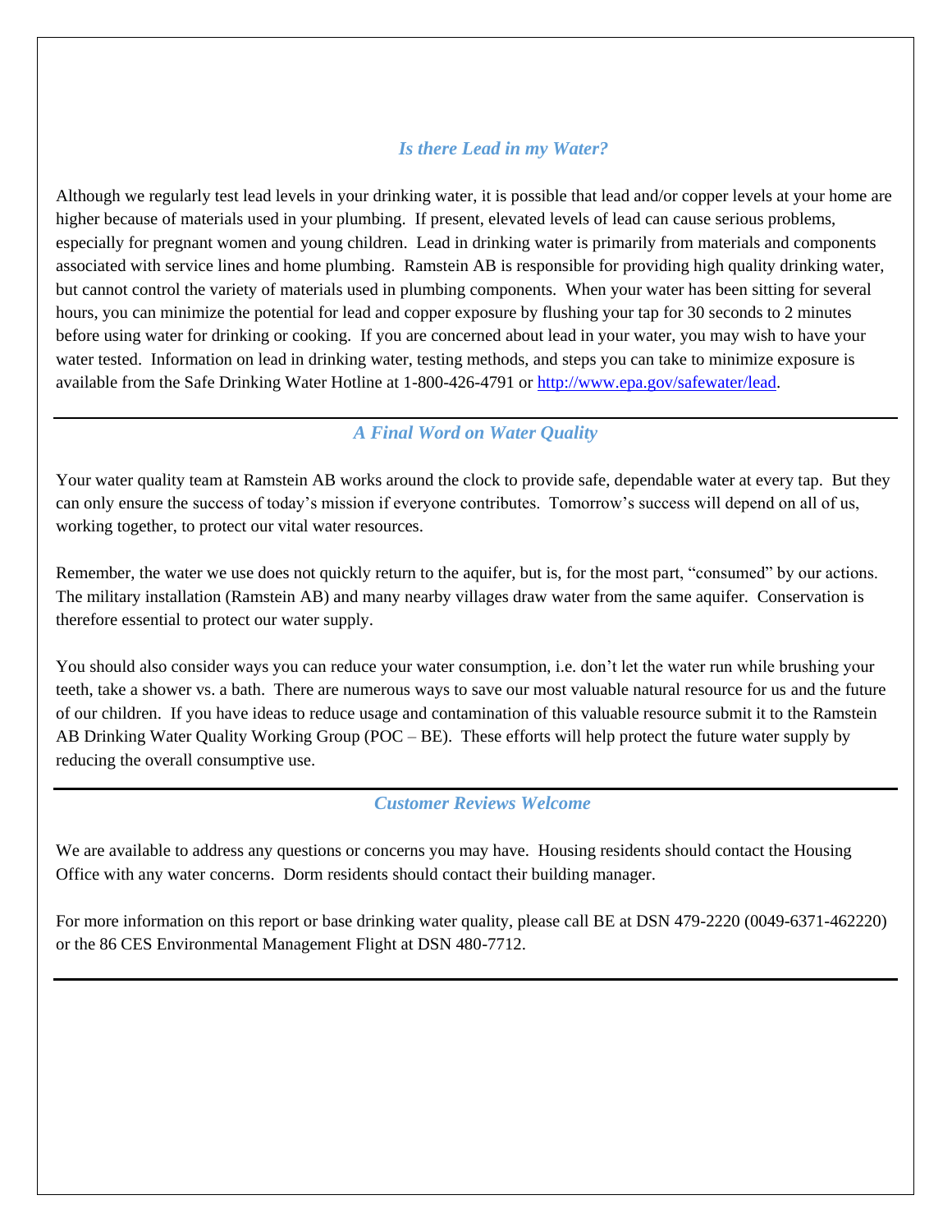## *Is there Lead in my Water?*

Although we regularly test lead levels in your drinking water, it is possible that lead and/or copper levels at your home are higher because of materials used in your plumbing. If present, elevated levels of lead can cause serious problems, especially for pregnant women and young children. Lead in drinking water is primarily from materials and components associated with service lines and home plumbing. Ramstein AB is responsible for providing high quality drinking water, but cannot control the variety of materials used in plumbing components. When your water has been sitting for several hours, you can minimize the potential for lead and copper exposure by flushing your tap for 30 seconds to 2 minutes before using water for drinking or cooking. If you are concerned about lead in your water, you may wish to have your water tested. Information on lead in drinking water, testing methods, and steps you can take to minimize exposure is available from the Safe Drinking Water Hotline at 1-800-426-4791 or [http://www.epa.gov/safewater/lead](http://www.epa.gov/safewater/lead).

---

## *A Final Word on Water Quality*

Your water quality team at Ramstein AB works around the clock to provide safe, dependable water at every tap. But they can only ensure the success of today's mission if everyone contributes. Tomorrow's success will depend on all of us, working together, to protect our vital water resources.

Remember, the water we use does not quickly return to the aquifer, but is, for the most part, "consumed" by our actions. The military installation (Ramstein AB) and many nearby villages draw water from the same aquifer. Conservation is therefore essential to protect our water supply.

You should also consider ways you can reduce your water consumption, i.e. don't let the water run while brushing your teeth, take a shower vs. a bath. There are numerous ways to save our most valuable natural resource for us and the future of our children. If you have ideas to reduce usage and contamination of this valuable resource submit it to the Ramstein AB Drinking Water Quality Working Group (POC – BE). These efforts will help protect the future water supply by reducing the overall consumptive use.

---

## *Customer Reviews Welcome*

We are available to address any questions or concerns you may have. Housing residents should contact the Housing Office with any water concerns. Dorm residents should contact their building manager.

For more information on this report or base drinking water quality, please call BE at DSN 479-2220 (0049-6371-462220) or the 86 CES Environmental Management Flight at DSN 480-7712.

---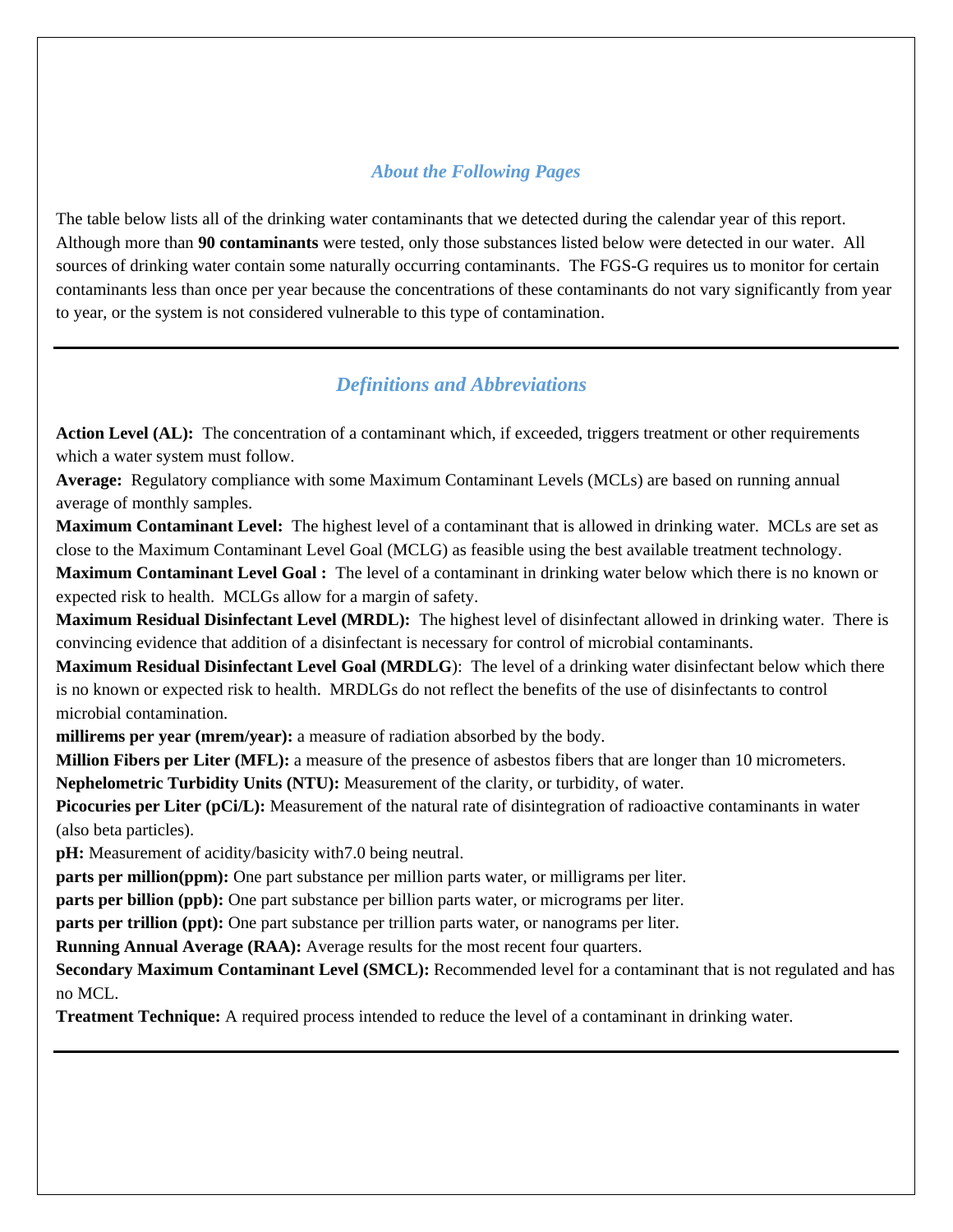## *About the Following Pages*

The table below lists all of the drinking water contaminants that we detected during the calendar year of this report. Although more than **90 contaminants** were tested, only those substances listed below were detected in our water. All sources of drinking water contain some naturally occurring contaminants. The FGS-G requires us to monitor for certain contaminants less than once per year because the concentrations of these contaminants do not vary significantly from year to year, or the system is not considered vulnerable to this type of contamination.

---

## *Definitions and Abbreviations*

**Action Level (AL):** The concentration of a contaminant which, if exceeded, triggers treatment or other requirements which a water system must follow.

**Average:** Regulatory compliance with some Maximum Contaminant Levels (MCLs) are based on running annual average of monthly samples.

**Maximum Contaminant Level:** The highest level of a contaminant that is allowed in drinking water. MCLs are set as close to the Maximum Contaminant Level Goal (MCLG) as feasible using the best available treatment technology.

**Maximum Contaminant Level Goal :** The level of a contaminant in drinking water below which there is no known or expected risk to health. MCLGs allow for a margin of safety.

**Maximum Residual Disinfectant Level (MRDL):** The highest level of disinfectant allowed in drinking water. There is convincing evidence that addition of a disinfectant is necessary for control of microbial contaminants.

**Maximum Residual Disinfectant Level Goal (MRDLG**): The level of a drinking water disinfectant below which there is no known or expected risk to health. MRDLGs do not reflect the benefits of the use of disinfectants to control microbial contamination.

**millirems per year (mrem/year):** a measure of radiation absorbed by the body.

**Million Fibers per Liter (MFL):** a measure of the presence of asbestos fibers that are longer than 10 micrometers.

**Nephelometric Turbidity Units (NTU):** Measurement of the clarity, or turbidity, of water.

**Picocuries per Liter (pCi/L):** Measurement of the natural rate of disintegration of radioactive contaminants in water (also beta particles).

**pH:** Measurement of acidity/basicity with7.0 being neutral.

**parts per million(ppm):** One part substance per million parts water, or milligrams per liter.

**parts per billion (ppb):** One part substance per billion parts water, or micrograms per liter.

**parts per trillion (ppt):** One part substance per trillion parts water, or nanograms per liter.

**Running Annual Average (RAA):** Average results for the most recent four quarters.

**Secondary Maximum Contaminant Level (SMCL):** Recommended level for a contaminant that is not regulated and has no MCL.

**Treatment Technique:** A required process intended to reduce the level of a contaminant in drinking water.

---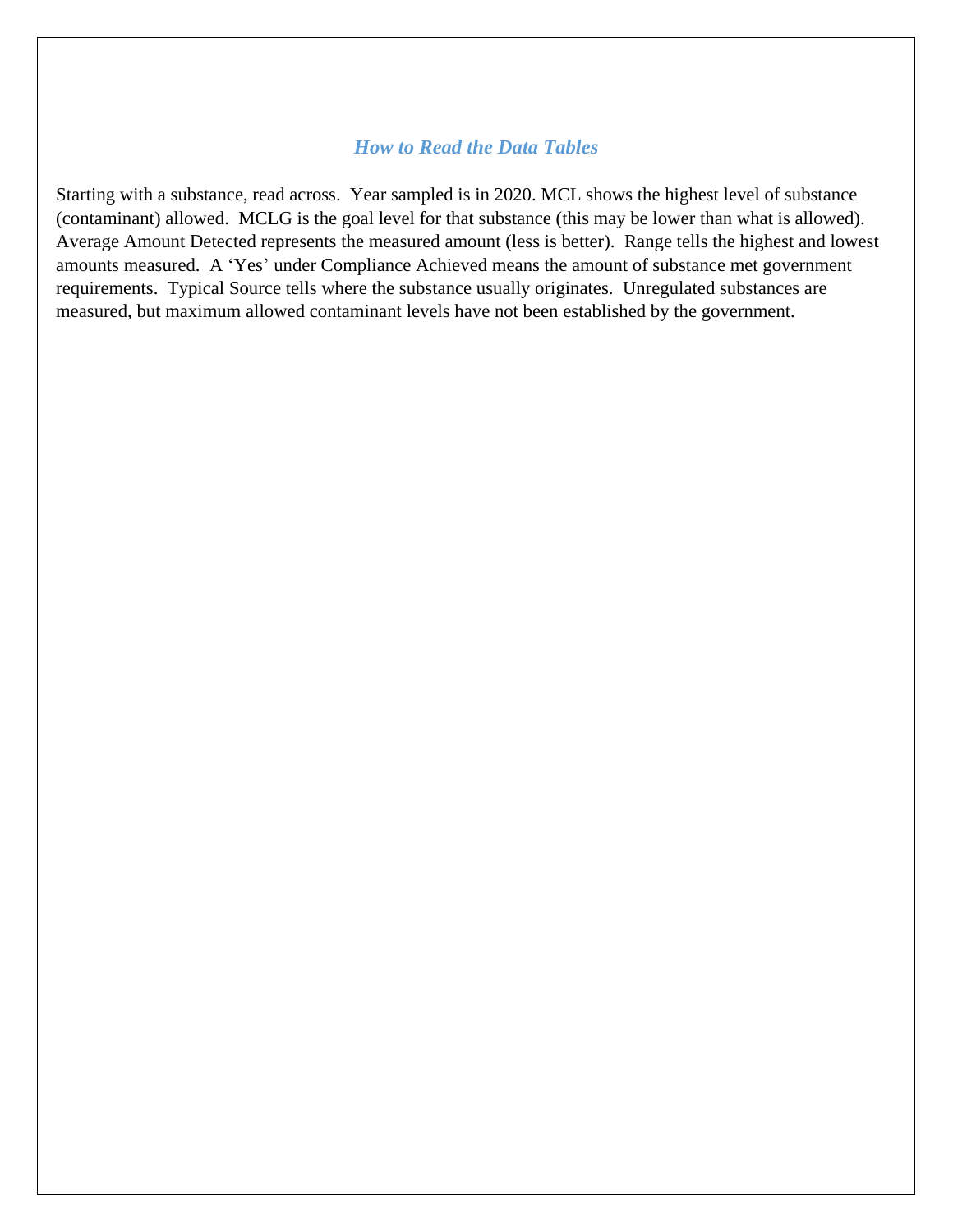## *How to Read the Data Tables*

Starting with a substance, read across. Year sampled is in 2020. MCL shows the highest level of substance (contaminant) allowed. MCLG is the goal level for that substance (this may be lower than what is allowed). Average Amount Detected represents the measured amount (less is better). Range tells the highest and lowest amounts measured. A 'Yes' under Compliance Achieved means the amount of substance met government requirements. Typical Source tells where the substance usually originates. Unregulated substances are measured, but maximum allowed contaminant levels have not been established by the government.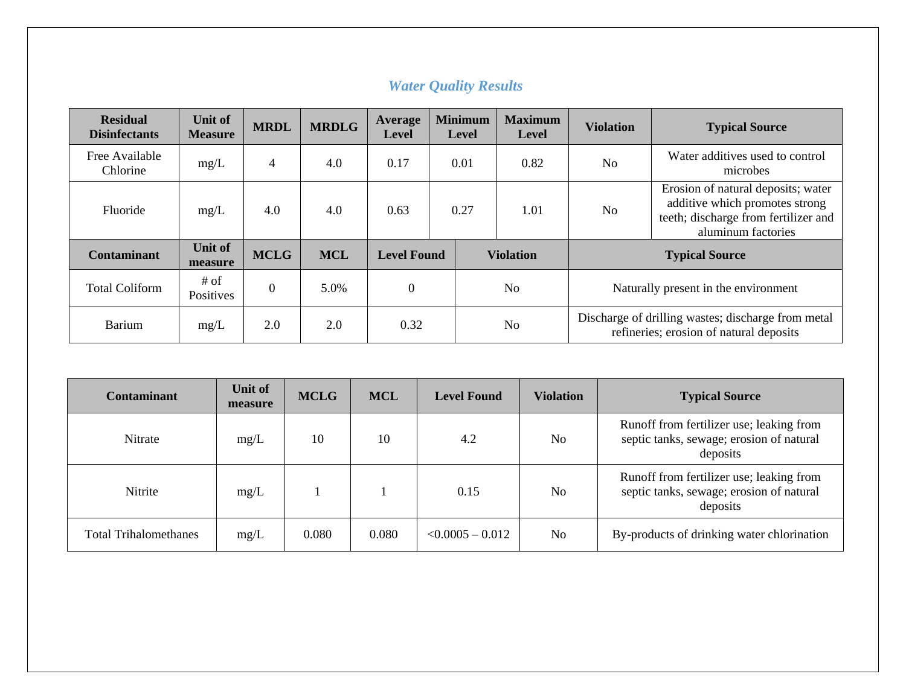## *Water Quality Results*

| Residual Disinfectants | Unit of Measure | MRDL | MRDLG | Average Level | Minimum Level | Maximum Level | Violation | Typical Source |
|---|---|---|---|---|---|---|---|---|
| Free Available Chlorine | mg/L | 4 | 4.0 | 0.17 | 0.01 | 0.82 | No | Water additives used to control microbes |
| Fluoride | mg/L | 4.0 | 4.0 | 0.63 | 0.27 | 1.01 | No | Erosion of natural deposits; water additive which promotes strong teeth; discharge from fertilizer and aluminum factories |

| Contaminant | Unit of measure | MCLG | MCL | Level Found | Violation | Typical Source |
|---|---|---|---|---|---|---|
| Total Coliform | # of Positives | 0 | 5.0% | 0 | No | Naturally present in the environment |
| Barium | mg/L | 2.0 | 2.0 | 0.32 | No | Discharge of drilling wastes; discharge from metal refineries; erosion of natural deposits |

| Contaminant | Unit of measure | MCLG | MCL | Level Found | Violation | Typical Source |
|---|---|---|---|---|---|---|
| Nitrate | mg/L | 10 | 10 | 4.2 | No | Runoff from fertilizer use; leaking from septic tanks, sewage; erosion of natural deposits |
| Nitrite | mg/L | 1 | 1 | 0.15 | No | Runoff from fertilizer use; leaking from septic tanks, sewage; erosion of natural deposits |
| Total Trihalomethanes | mg/L | 0.080 | 0.080 | <0.0005 – 0.012 | No | By-products of drinking water chlorination |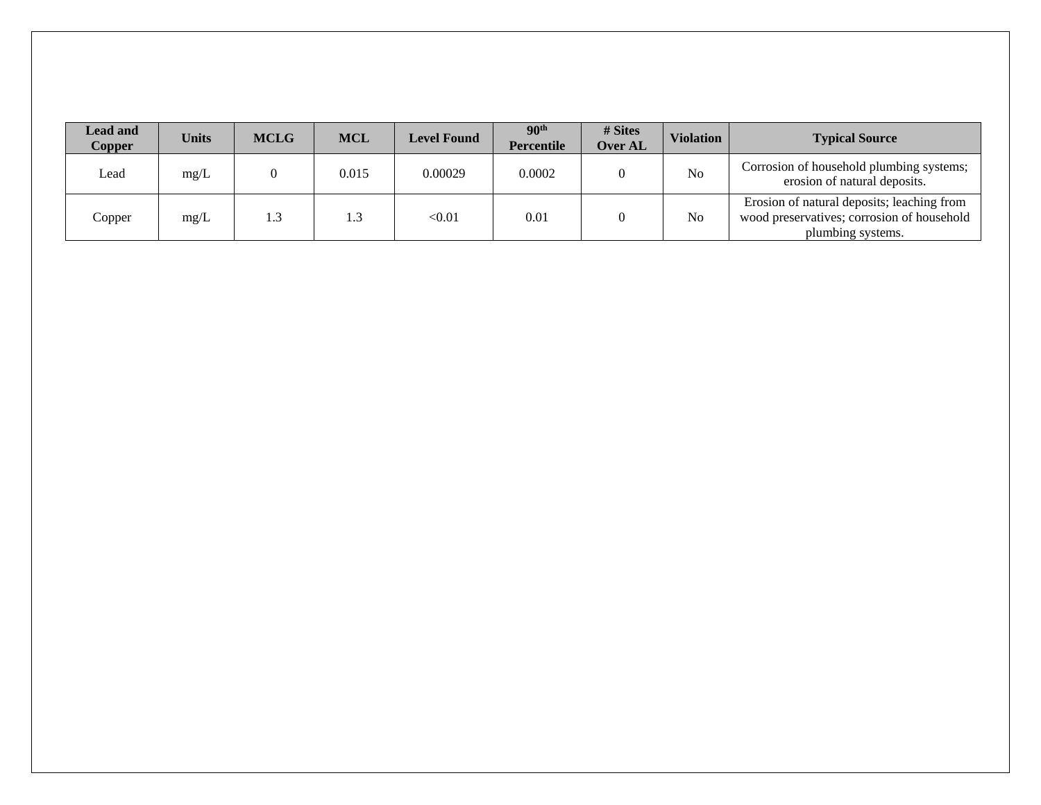| Lead and Copper | Units | MCLG | MCL | Level Found | 90th Percentile | # Sites Over AL | Violation | Typical Source |
|---|---|---|---|---|---|---|---|---|
| Lead | mg/L | 0 | 0.015 | 0.00029 | 0.0002 | 0 | No | Corrosion of household plumbing systems; erosion of natural deposits. |
| Copper | mg/L | 1.3 | 1.3 | <0.01 | 0.01 | 0 | No | Erosion of natural deposits; leaching from wood preservatives; corrosion of household plumbing systems. |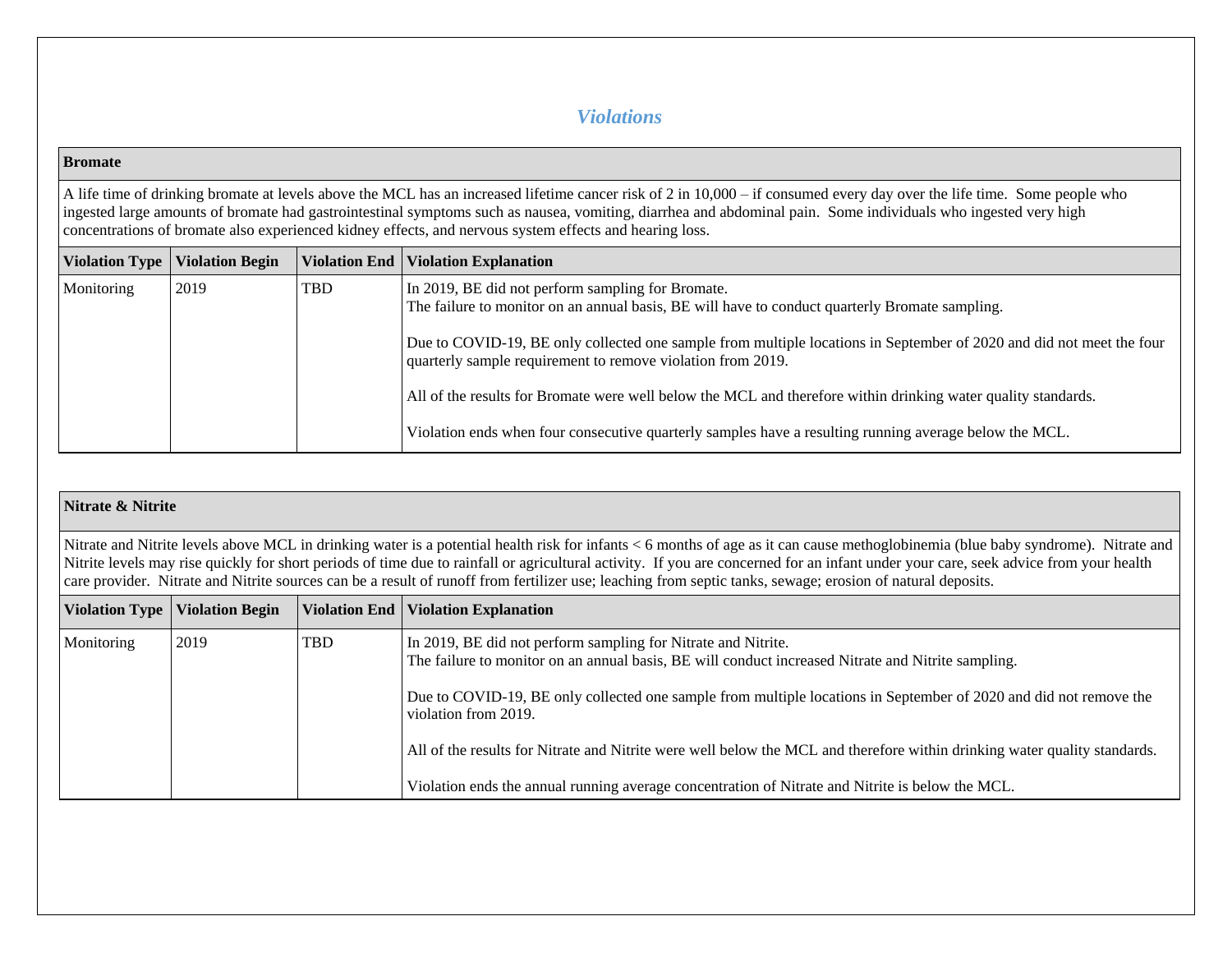## *Violations*

| Bromate | | | |
|---|---|---|---|
| A life time of drinking bromate at levels above the MCL has an increased lifetime cancer risk of 2 in 10,000 – if consumed every day over the life time. Some people who ingested large amounts of bromate had gastrointestinal symptoms such as nausea, vomiting, diarrhea and abdominal pain. Some individuals who ingested very high concentrations of bromate also experienced kidney effects, and nervous system effects and hearing loss. | | | |
| **Violation Type** | **Violation Begin** | **Violation End** | **Violation Explanation** |
| Monitoring | 2019 | TBD | In 2019, BE did not perform sampling for Bromate.<br>The failure to monitor on an annual basis, BE will have to conduct quarterly Bromate sampling.<br><br>Due to COVID-19, BE only collected one sample from multiple locations in September of 2020 and did not meet the four quarterly sample requirement to remove violation from 2019.<br><br>All of the results for Bromate were well below the MCL and therefore within drinking water quality standards.<br><br>Violation ends when four consecutive quarterly samples have a resulting running average below the MCL. |

| Nitrate & Nitrite | | | |
|---|---|---|---|
| Nitrate and Nitrite levels above MCL in drinking water is a potential health risk for infants < 6 months of age as it can cause methoglobinemia (blue baby syndrome). Nitrate and Nitrite levels may rise quickly for short periods of time due to rainfall or agricultural activity. If you are concerned for an infant under your care, seek advice from your health care provider. Nitrate and Nitrite sources can be a result of runoff from fertilizer use; leaching from septic tanks, sewage; erosion of natural deposits. | | | |
| **Violation Type** | **Violation Begin** | **Violation End** | **Violation Explanation** |
| Monitoring | 2019 | TBD | In 2019, BE did not perform sampling for Nitrate and Nitrite.<br>The failure to monitor on an annual basis, BE will conduct increased Nitrate and Nitrite sampling.<br><br>Due to COVID-19, BE only collected one sample from multiple locations in September of 2020 and did not remove the violation from 2019.<br><br>All of the results for Nitrate and Nitrite were well below the MCL and therefore within drinking water quality standards.<br><br>Violation ends the annual running average concentration of Nitrate and Nitrite is below the MCL. |